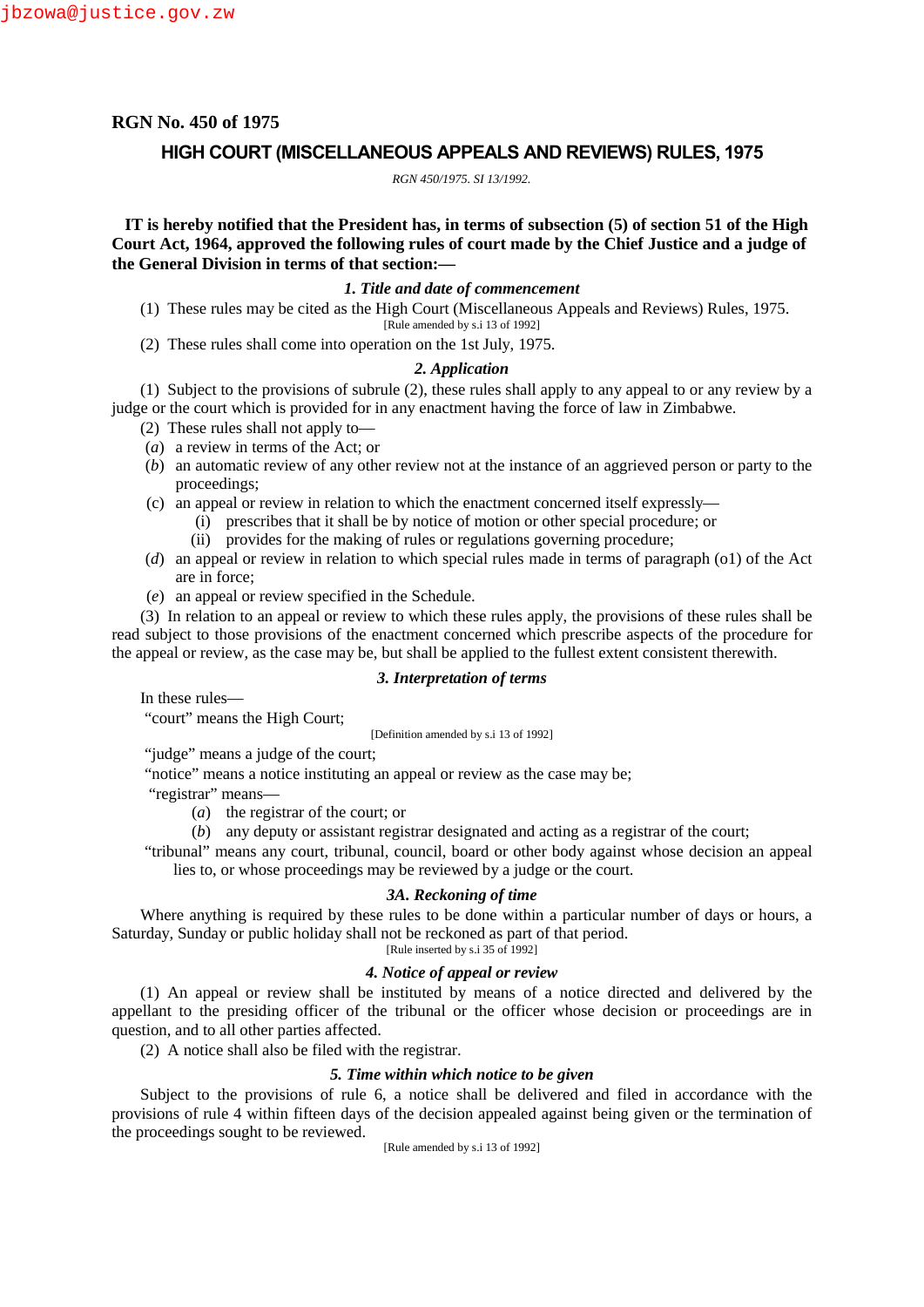# RGN No. 450 of 1975

## HIGH COURT (MISCELLANEOUS APPEALS AND REVIEWS) RULES, 1975

*RGN 450/1975. SI 13/1992.*

**IT is hereby notified that the President has, in terms of subsection (5) of section 51 of the High Court Act, 1964, approved the following rules of court made by the Chief Justice and a judge of the General Division in terms of that section:—**

### *1. Title and date of commencement*

(1) These rules may be cited as the High Court (Miscellaneous Appeals and Reviews) Rules, 1975.

[Rule amended by s.i 13 of 1992]

(2) These rules shall come into operation on the 1st July, 1975.

### *2. Application*

(1) Subject to the provisions of subrule (2), these rules shall apply to any appeal to or any review by a judge or the court which is provided for in any enactment having the force of law in Zimbabwe.

(2) These rules shall not apply to—

(*a*) a review in terms of the Act; or

(*b*) an automatic review of any other review not at the instance of an aggrieved person or party to the proceedings;

(c) an appeal or review in relation to which the enactment concerned itself expressly—

(i) prescribes that it shall be by notice of motion or other special procedure; or

(ii) provides for the making of rules or regulations governing procedure;

(*d*) an appeal or review in relation to which special rules made in terms of paragraph (o1) of the Act are in force;

(*e*) an appeal or review specified in the Schedule.

(3) In relation to an appeal or review to which these rules apply, the provisions of these rules shall be read subject to those provisions of the enactment concerned which prescribe aspects of the procedure for the appeal or review, as the case may be, but shall be applied to the fullest extent consistent therewith.

### *3. Interpretation of terms*

In these rules—

"court" means the High Court;

[Definition amended by s.i 13 of 1992]

"judge" means a judge of the court;

"notice" means a notice instituting an appeal or review as the case may be;

"registrar" means—

(*a*) the registrar of the court; or

(*b*) any deputy or assistant registrar designated and acting as a registrar of the court;

"tribunal" means any court, tribunal, council, board or other body against whose decision an appeal lies to, or whose proceedings may be reviewed by a judge or the court.

### *3A. Reckoning of time*

Where anything is required by these rules to be done within a particular number of days or hours, a Saturday, Sunday or public holiday shall not be reckoned as part of that period.

[Rule inserted by s.i 35 of 1992]

### *4. Notice of appeal or review*

(1) An appeal or review shall be instituted by means of a notice directed and delivered by the appellant to the presiding officer of the tribunal or the officer whose decision or proceedings are in question, and to all other parties affected.

(2) A notice shall also be filed with the registrar.

### *5. Time within which notice to be given*

Subject to the provisions of rule 6, a notice shall be delivered and filed in accordance with the provisions of rule 4 within fifteen days of the decision appealed against being given or the termination of the proceedings sought to be reviewed.

[Rule amended by s.i 13 of 1992]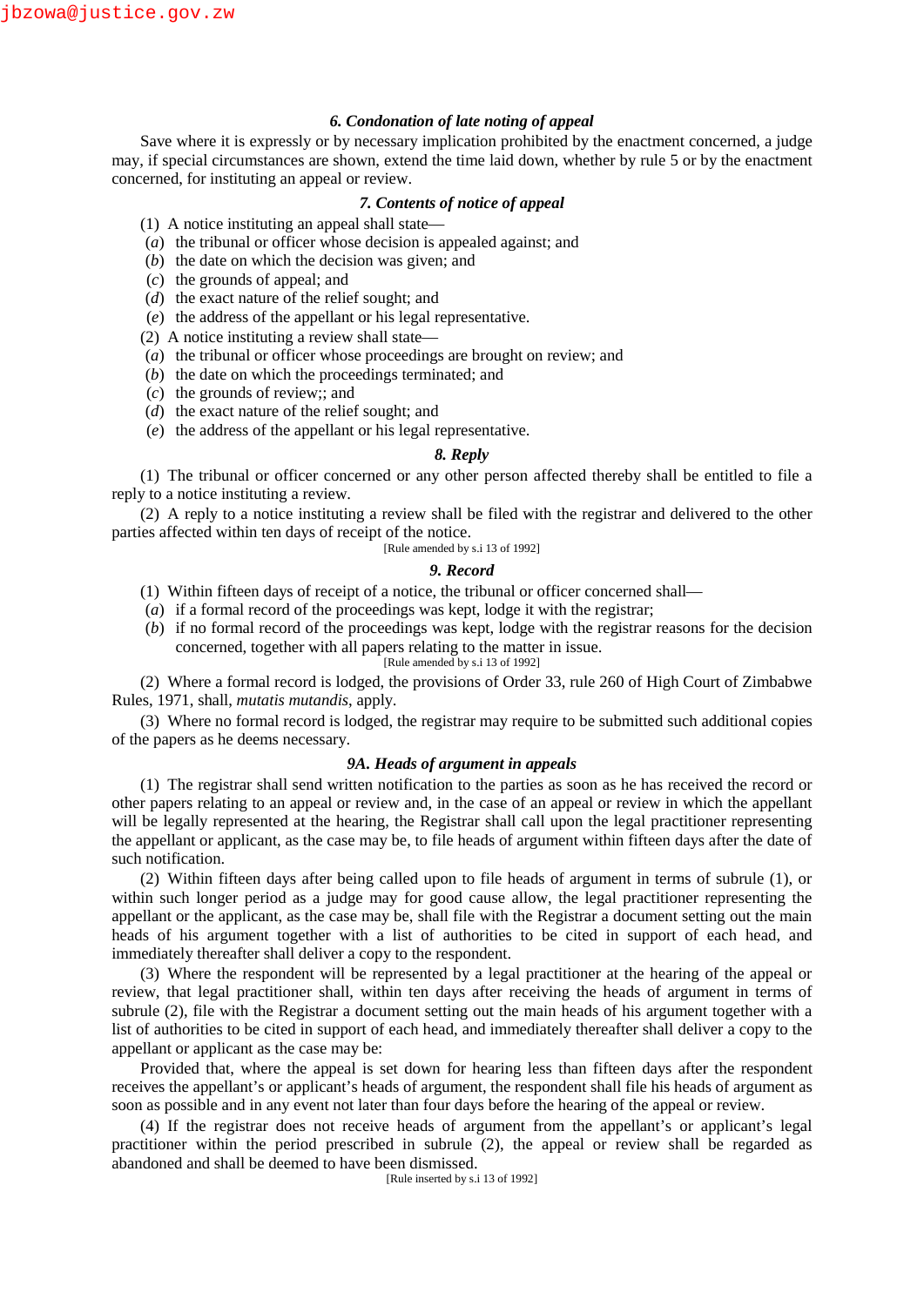### *6. Condonation of late noting of appeal*

Save where it is expressly or by necessary implication prohibited by the enactment concerned, a judge may, if special circumstances are shown, extend the time laid down, whether by rule 5 or by the enactment concerned, for instituting an appeal or review.

### *7. Contents of notice of appeal*

(1) A notice instituting an appeal shall state—

(*a*) the tribunal or officer whose decision is appealed against; and

(*b*) the date on which the decision was given; and

(*c*) the grounds of appeal; and

(*d*) the exact nature of the relief sought; and

(*e*) the address of the appellant or his legal representative.

(2) A notice instituting a review shall state—

(*a*) the tribunal or officer whose proceedings are brought on review; and

(*b*) the date on which the proceedings terminated; and

(*c*) the grounds of review;; and

(*d*) the exact nature of the relief sought; and

(*e*) the address of the appellant or his legal representative.

### *8. Reply*

(1) The tribunal or officer concerned or any other person affected thereby shall be entitled to file a reply to a notice instituting a review.

(2) A reply to a notice instituting a review shall be filed with the registrar and delivered to the other parties affected within ten days of receipt of the notice.

[Rule amended by s.i 13 of 1992]

### *9. Record*

(1) Within fifteen days of receipt of a notice, the tribunal or officer concerned shall—

(*a*) if a formal record of the proceedings was kept, lodge it with the registrar;

(*b*) if no formal record of the proceedings was kept, lodge with the registrar reasons for the decision concerned, together with all papers relating to the matter in issue.

[Rule amended by s.i 13 of 1992]

(2) Where a formal record is lodged, the provisions of Order 33, rule 260 of High Court of Zimbabwe Rules, 1971, shall, *mutatis mutandis*, apply.

(3) Where no formal record is lodged, the registrar may require to be submitted such additional copies of the papers as he deems necessary.

### *9A. Heads of argument in appeals*

(1) The registrar shall send written notification to the parties as soon as he has received the record or other papers relating to an appeal or review and, in the case of an appeal or review in which the appellant will be legally represented at the hearing, the Registrar shall call upon the legal practitioner representing the appellant or applicant, as the case may be, to file heads of argument within fifteen days after the date of such notification.

(2) Within fifteen days after being called upon to file heads of argument in terms of subrule (1), or within such longer period as a judge may for good cause allow, the legal practitioner representing the appellant or the applicant, as the case may be, shall file with the Registrar a document setting out the main heads of his argument together with a list of authorities to be cited in support of each head, and immediately thereafter shall deliver a copy to the respondent.

(3) Where the respondent will be represented by a legal practitioner at the hearing of the appeal or review, that legal practitioner shall, within ten days after receiving the heads of argument in terms of subrule (2), file with the Registrar a document setting out the main heads of his argument together with a list of authorities to be cited in support of each head, and immediately thereafter shall deliver a copy to the appellant or applicant as the case may be:

Provided that, where the appeal is set down for hearing less than fifteen days after the respondent receives the appellant's or applicant's heads of argument, the respondent shall file his heads of argument as soon as possible and in any event not later than four days before the hearing of the appeal or review.

(4) If the registrar does not receive heads of argument from the appellant's or applicant's legal practitioner within the period prescribed in subrule (2), the appeal or review shall be regarded as abandoned and shall be deemed to have been dismissed.

[Rule inserted by s.i 13 of 1992]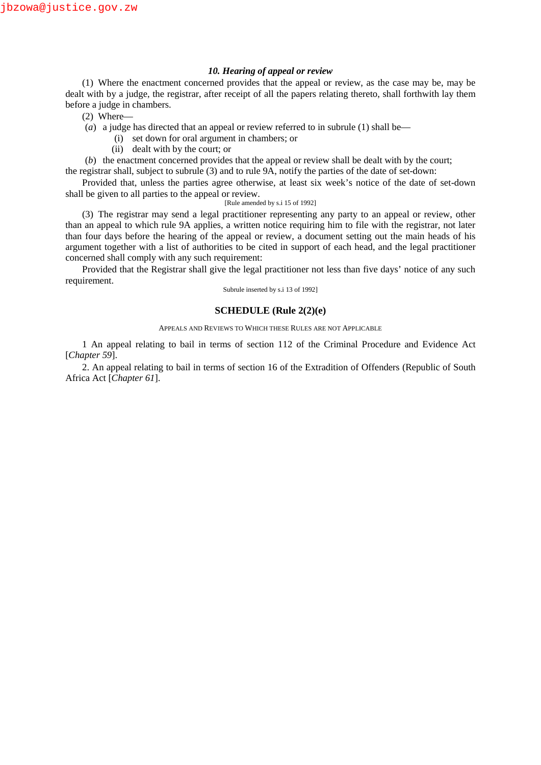### *10. Hearing of appeal or review*

(1) Where the enactment concerned provides that the appeal or review, as the case may be, may be dealt with by a judge, the registrar, after receipt of all the papers relating thereto, shall forthwith lay them before a judge in chambers.

(2) Where—

(*a*) a judge has directed that an appeal or review referred to in subrule (1) shall be—

(i) set down for oral argument in chambers; or

(ii) dealt with by the court; or

(*b*) the enactment concerned provides that the appeal or review shall be dealt with by the court;

the registrar shall, subject to subrule (3) and to rule 9A, notify the parties of the date of set-down:

Provided that, unless the parties agree otherwise, at least six week's notice of the date of set-down shall be given to all parties to the appeal or review.

[Rule amended by s.i 15 of 1992]

(3) The registrar may send a legal practitioner representing any party to an appeal or review, other than an appeal to which rule 9A applies, a written notice requiring him to file with the registrar, not later than four days before the hearing of the appeal or review, a document setting out the main heads of his argument together with a list of authorities to be cited in support of each head, and the legal practitioner concerned shall comply with any such requirement:

Provided that the Registrar shall give the legal practitioner not less than five days' notice of any such requirement.

Subrule inserted by s.i 13 of 1992]

## SCHEDULE (Rule 2(2)(e))

APPEALS AND REVIEWS TO WHICH THESE RULES ARE NOT APPLICABLE

1 An appeal relating to bail in terms of section 112 of the Criminal Procedure and Evidence Act [*Chapter 59*].

2. An appeal relating to bail in terms of section 16 of the Extradition of Offenders (Republic of South Africa Act [*Chapter 61*].